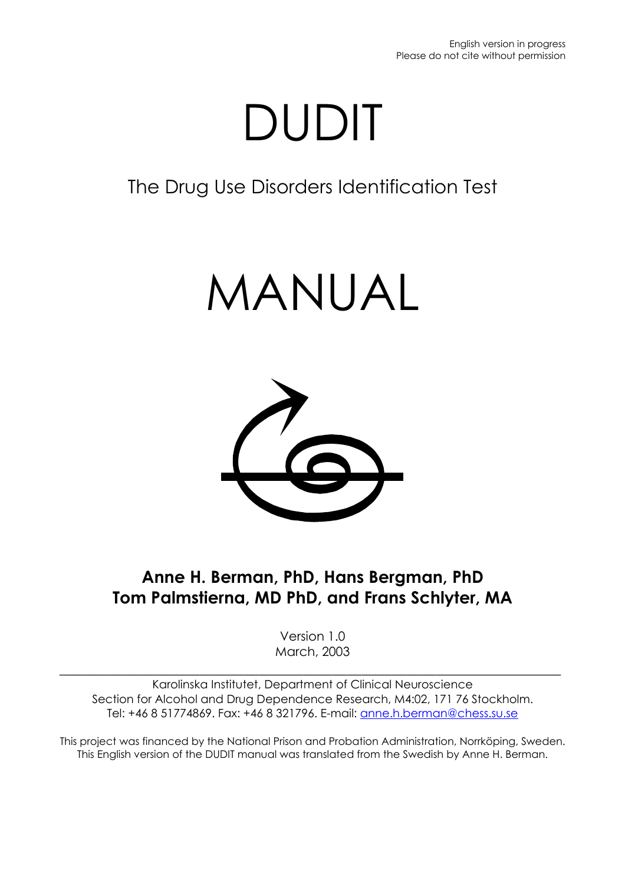English version in progress
Please do not cite without permission

# DUDIT

## The Drug Use Disorders Identification Test

# MANUAL

**Anne H. Berman, PhD, Hans Bergman, PhD**
**Tom Palmstierna, MD PhD, and Frans Schlyter, MA**

Version 1.0
March, 2003

---

Karolinska Institutet, Department of Clinical Neuroscience
Section for Alcohol and Drug Dependence Research, M4:02, 171 76 Stockholm.
Tel: +46 8 51774869. Fax: +46 8 321796. E-mail: anne.h.berman@chess.su.se

This project was financed by the National Prison and Probation Administration, Norrköping, Sweden.
This English version of the DUDIT manual was translated from the Swedish by Anne H. Berman.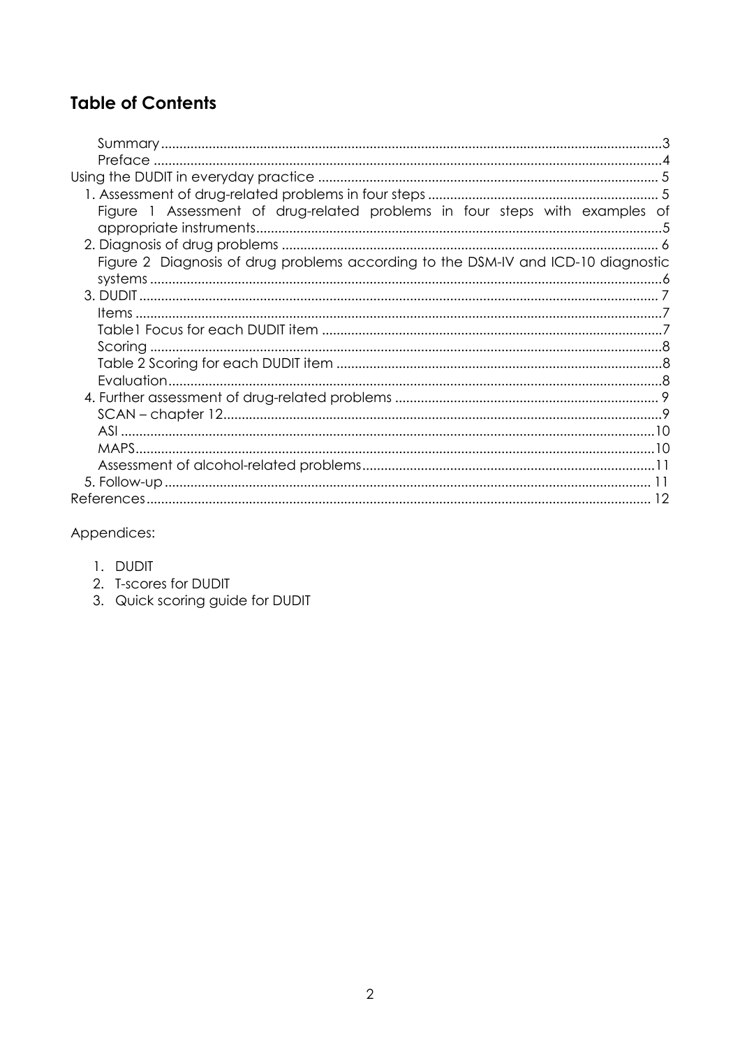## Table of Contents

- Summary ........ 3
- Preface ........ 4
- Using the DUDIT in everyday practice ........ 5
  - 1. Assessment of drug-related problems in four steps ........ 5
    - Figure 1 Assessment of drug-related problems in four steps with examples of appropriate instruments ........ 5
  - 2. Diagnosis of drug problems ........ 6
    - Figure 2 Diagnosis of drug problems according to the DSM-IV and ICD-10 diagnostic systems ........ 6
  - 3. DUDIT ........ 7
    - Items ........ 7
    - Table1 Focus for each DUDIT item ........ 7
    - Scoring ........ 8
    - Table 2 Scoring for each DUDIT item ........ 8
    - Evaluation ........ 8
  - 4. Further assessment of drug-related problems ........ 9
    - SCAN – chapter 12 ........ 9
    - ASI ........ 10
    - MAPS ........ 10
    - Assessment of alcohol-related problems ........ 11
  - 5. Follow-up ........ 11
- References ........ 12

Appendices:

1. DUDIT
2. T-scores for DUDIT
3. Quick scoring guide for DUDIT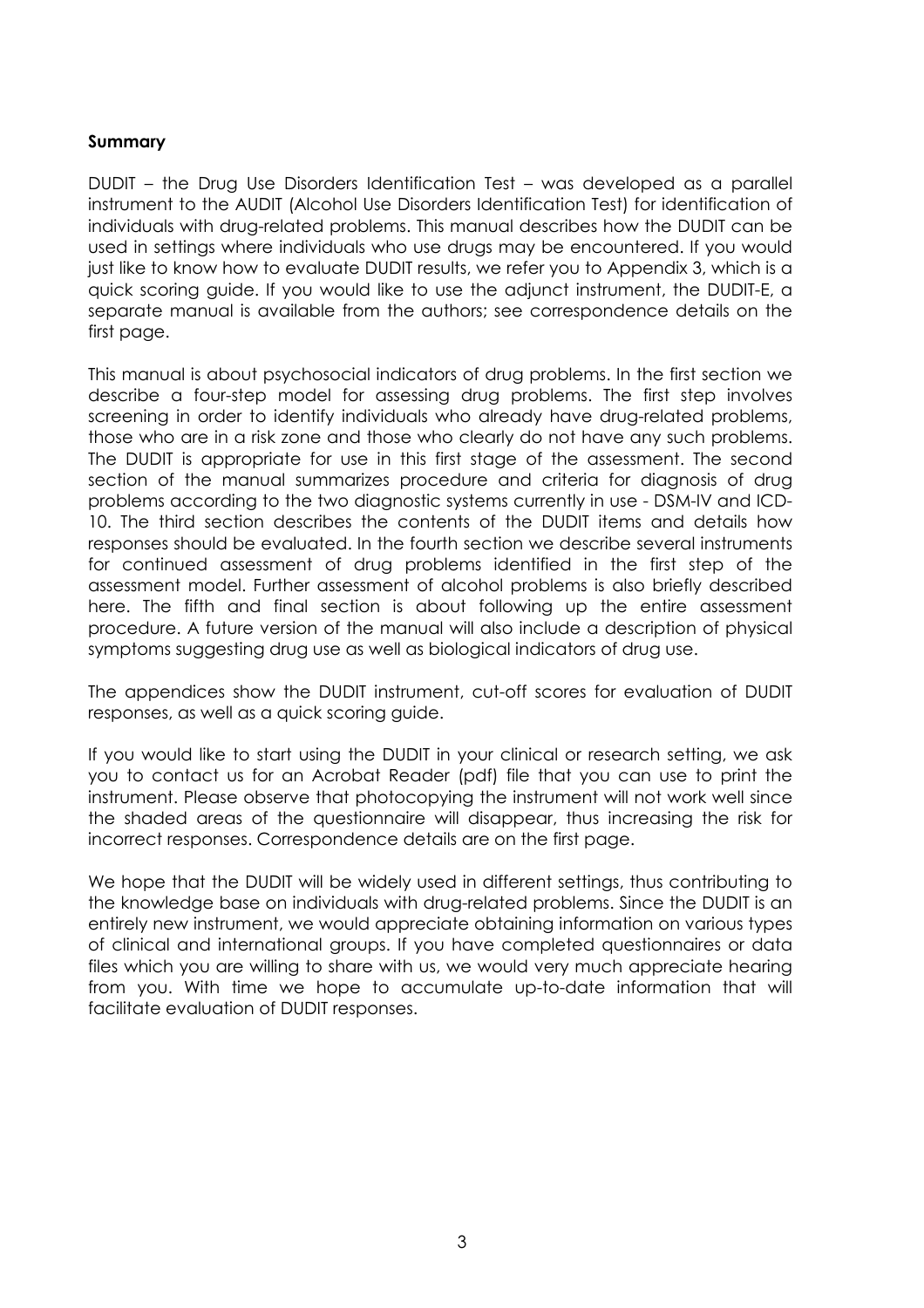**Summary**

DUDIT – the Drug Use Disorders Identification Test – was developed as a parallel instrument to the AUDIT (Alcohol Use Disorders Identification Test) for identification of individuals with drug-related problems. This manual describes how the DUDIT can be used in settings where individuals who use drugs may be encountered. If you would just like to know how to evaluate DUDIT results, we refer you to Appendix 3, which is a quick scoring guide. If you would like to use the adjunct instrument, the DUDIT-E, a separate manual is available from the authors; see correspondence details on the first page.

This manual is about psychosocial indicators of drug problems. In the first section we describe a four-step model for assessing drug problems. The first step involves screening in order to identify individuals who already have drug-related problems, those who are in a risk zone and those who clearly do not have any such problems. The DUDIT is appropriate for use in this first stage of the assessment. The second section of the manual summarizes procedure and criteria for diagnosis of drug problems according to the two diagnostic systems currently in use - DSM-IV and ICD-10. The third section describes the contents of the DUDIT items and details how responses should be evaluated. In the fourth section we describe several instruments for continued assessment of drug problems identified in the first step of the assessment model. Further assessment of alcohol problems is also briefly described here. The fifth and final section is about following up the entire assessment procedure. A future version of the manual will also include a description of physical symptoms suggesting drug use as well as biological indicators of drug use.

The appendices show the DUDIT instrument, cut-off scores for evaluation of DUDIT responses, as well as a quick scoring guide.

If you would like to start using the DUDIT in your clinical or research setting, we ask you to contact us for an Acrobat Reader (pdf) file that you can use to print the instrument. Please observe that photocopying the instrument will not work well since the shaded areas of the questionnaire will disappear, thus increasing the risk for incorrect responses. Correspondence details are on the first page.

We hope that the DUDIT will be widely used in different settings, thus contributing to the knowledge base on individuals with drug-related problems. Since the DUDIT is an entirely new instrument, we would appreciate obtaining information on various types of clinical and international groups. If you have completed questionnaires or data files which you are willing to share with us, we would very much appreciate hearing from you. With time we hope to accumulate up-to-date information that will facilitate evaluation of DUDIT responses.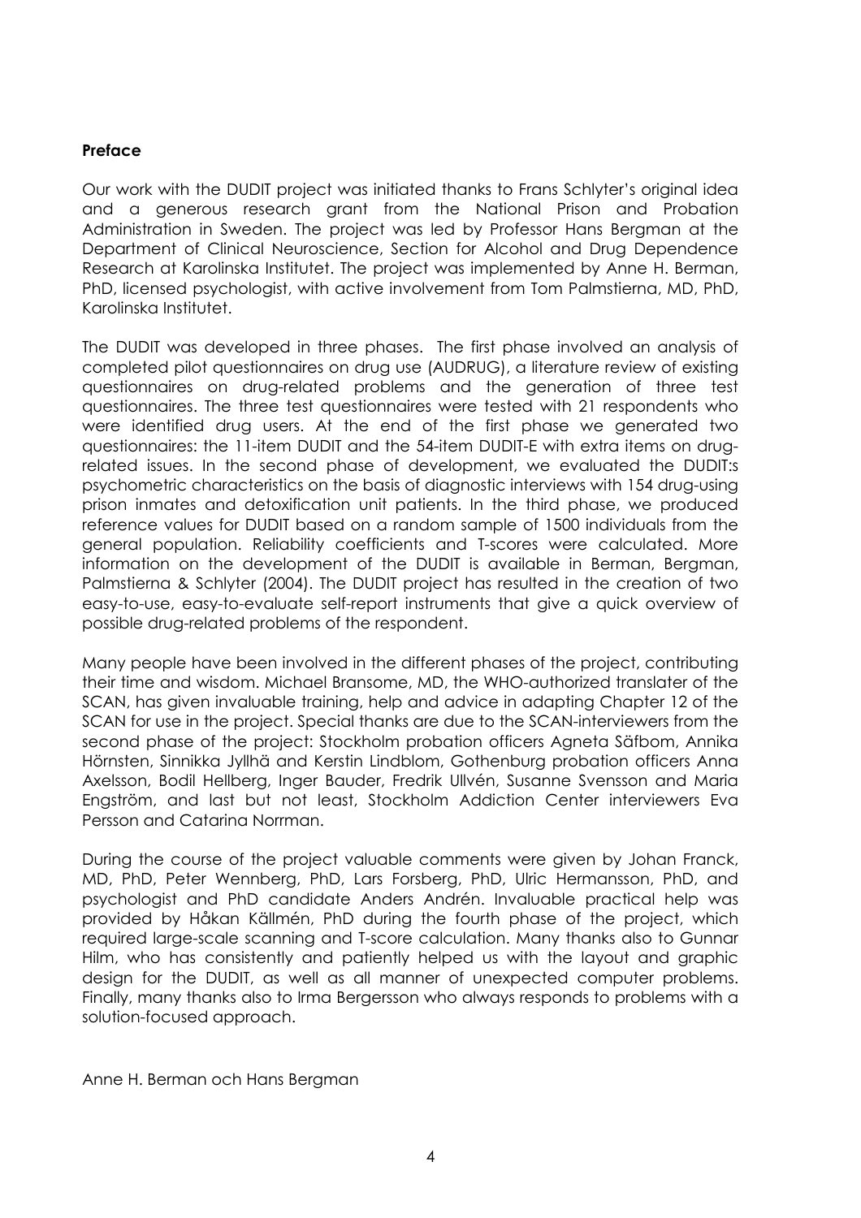**Preface**

Our work with the DUDIT project was initiated thanks to Frans Schlyter's original idea and a generous research grant from the National Prison and Probation Administration in Sweden. The project was led by Professor Hans Bergman at the Department of Clinical Neuroscience, Section for Alcohol and Drug Dependence Research at Karolinska Institutet. The project was implemented by Anne H. Berman, PhD, licensed psychologist, with active involvement from Tom Palmstierna, MD, PhD, Karolinska Institutet.

The DUDIT was developed in three phases. The first phase involved an analysis of completed pilot questionnaires on drug use (AUDRUG), a literature review of existing questionnaires on drug-related problems and the generation of three test questionnaires. The three test questionnaires were tested with 21 respondents who were identified drug users. At the end of the first phase we generated two questionnaires: the 11-item DUDIT and the 54-item DUDIT-E with extra items on drug-related issues. In the second phase of development, we evaluated the DUDIT:s psychometric characteristics on the basis of diagnostic interviews with 154 drug-using prison inmates and detoxification unit patients. In the third phase, we produced reference values for DUDIT based on a random sample of 1500 individuals from the general population. Reliability coefficients and T-scores were calculated. More information on the development of the DUDIT is available in Berman, Bergman, Palmstierna & Schlyter (2004). The DUDIT project has resulted in the creation of two easy-to-use, easy-to-evaluate self-report instruments that give a quick overview of possible drug-related problems of the respondent.

Many people have been involved in the different phases of the project, contributing their time and wisdom. Michael Bransome, MD, the WHO-authorized translater of the SCAN, has given invaluable training, help and advice in adapting Chapter 12 of the SCAN for use in the project. Special thanks are due to the SCAN-interviewers from the second phase of the project: Stockholm probation officers Agneta Säfbom, Annika Hörnsten, Sinnikka Jyllhä and Kerstin Lindblom, Gothenburg probation officers Anna Axelsson, Bodil Hellberg, Inger Bauder, Fredrik Ullvén, Susanne Svensson and Maria Engström, and last but not least, Stockholm Addiction Center interviewers Eva Persson and Catarina Norrman.

During the course of the project valuable comments were given by Johan Franck, MD, PhD, Peter Wennberg, PhD, Lars Forsberg, PhD, Ulric Hermansson, PhD, and psychologist and PhD candidate Anders Andrén. Invaluable practical help was provided by Håkan Källmén, PhD during the fourth phase of the project, which required large-scale scanning and T-score calculation. Many thanks also to Gunnar Hilm, who has consistently and patiently helped us with the layout and graphic design for the DUDIT, as well as all manner of unexpected computer problems. Finally, many thanks also to Irma Bergersson who always responds to problems with a solution-focused approach.

Anne H. Berman och Hans Bergman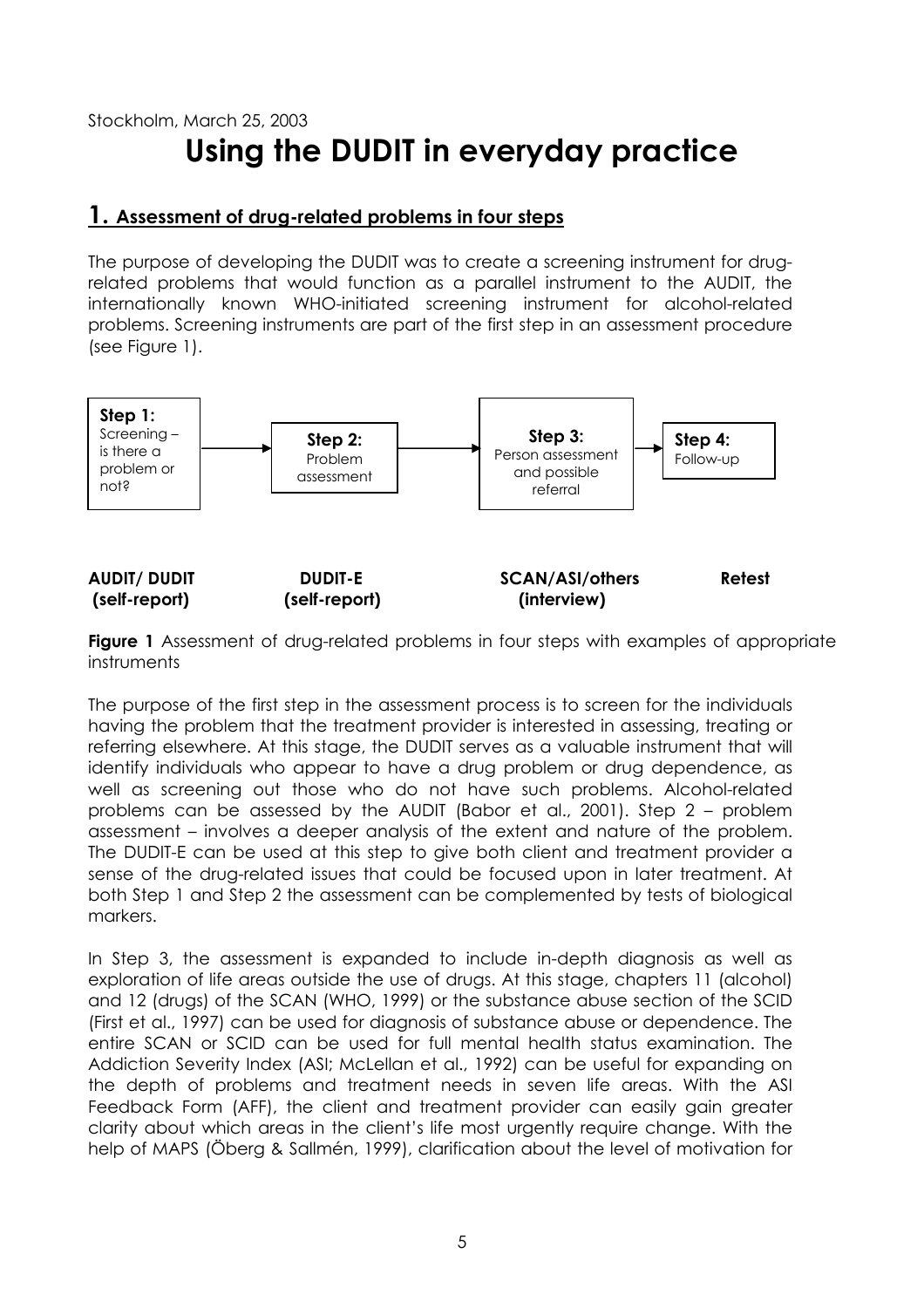Stockholm, March 25, 2003

# Using the DUDIT in everyday practice

## 1. Assessment of drug-related problems in four steps

The purpose of developing the DUDIT was to create a screening instrument for drug-related problems that would function as a parallel instrument to the AUDIT, the internationally known WHO-initiated screening instrument for alcohol-related problems. Screening instruments are part of the first step in an assessment procedure (see Figure 1).

| Step 1: Screening – is there a problem or not? | → | Step 2: Problem assessment | → | Step 3: Person assessment and possible referral | → | Step 4: Follow-up |
|---|---|---|---|---|---|---|
| **AUDIT/ DUDIT (self-report)** | | **DUDIT-E (self-report)** | | **SCAN/ASI/others (interview)** | | **Retest** |

**Figure 1** Assessment of drug-related problems in four steps with examples of appropriate instruments

The purpose of the first step in the assessment process is to screen for the individuals having the problem that the treatment provider is interested in assessing, treating or referring elsewhere. At this stage, the DUDIT serves as a valuable instrument that will identify individuals who appear to have a drug problem or drug dependence, as well as screening out those who do not have such problems. Alcohol-related problems can be assessed by the AUDIT (Babor et al., 2001). Step 2 – problem assessment – involves a deeper analysis of the extent and nature of the problem. The DUDIT-E can be used at this step to give both client and treatment provider a sense of the drug-related issues that could be focused upon in later treatment. At both Step 1 and Step 2 the assessment can be complemented by tests of biological markers.

In Step 3, the assessment is expanded to include in-depth diagnosis as well as exploration of life areas outside the use of drugs. At this stage, chapters 11 (alcohol) and 12 (drugs) of the SCAN (WHO, 1999) or the substance abuse section of the SCID (First et al., 1997) can be used for diagnosis of substance abuse or dependence. The entire SCAN or SCID can be used for full mental health status examination. The Addiction Severity Index (ASI; McLellan et al., 1992) can be useful for expanding on the depth of problems and treatment needs in seven life areas. With the ASI Feedback Form (AFF), the client and treatment provider can easily gain greater clarity about which areas in the client's life most urgently require change. With the help of MAPS (Öberg & Sallmén, 1999), clarification about the level of motivation for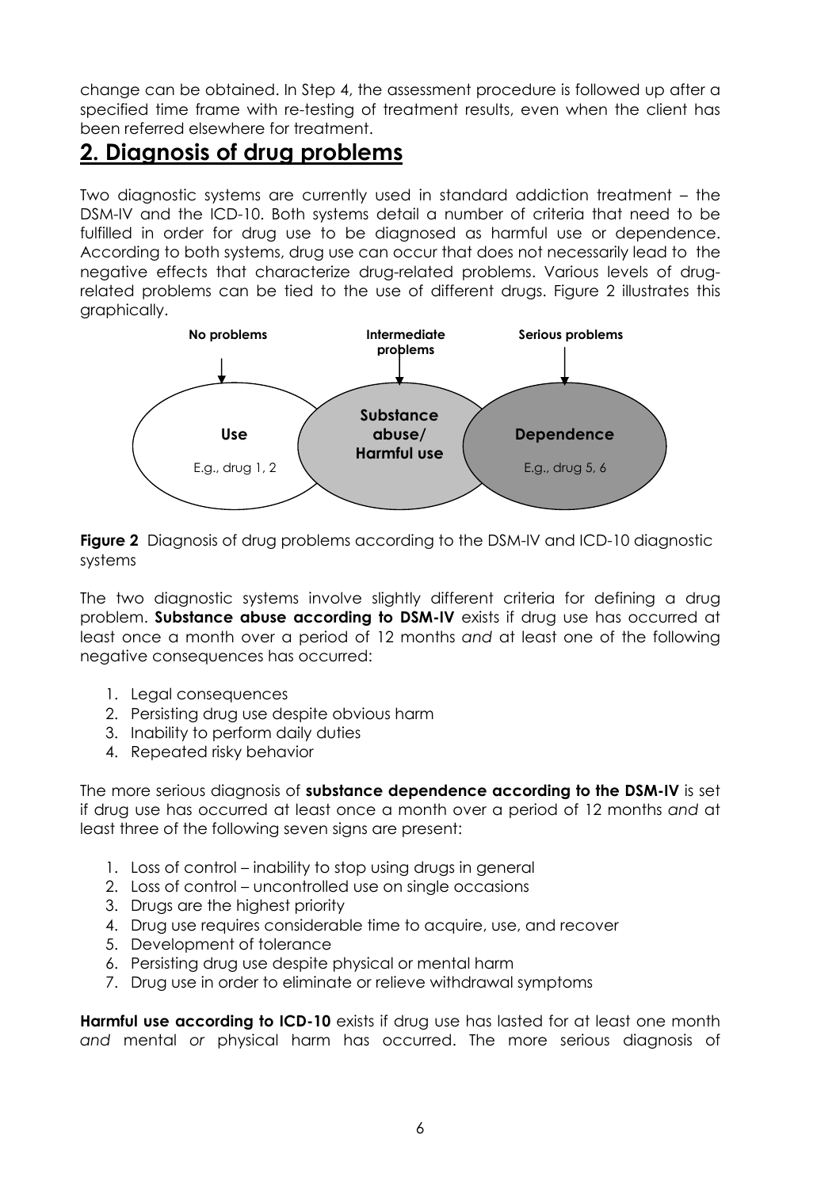change can be obtained. In Step 4, the assessment procedure is followed up after a specified time frame with re-testing of treatment results, even when the client has been referred elsewhere for treatment.

## 2. Diagnosis of drug problems

Two diagnostic systems are currently used in standard addiction treatment – the DSM-IV and the ICD-10. Both systems detail a number of criteria that need to be fulfilled in order for drug use to be diagnosed as harmful use or dependence. According to both systems, drug use can occur that does not necessarily lead to the negative effects that characterize drug-related problems. Various levels of drug-related problems can be tied to the use of different drugs. Figure 2 illustrates this graphically.

No problems → **Use** (E.g., drug 1, 2)

Intermediate problems → **Substance abuse/ Harmful use**

Serious problems → **Dependence** (E.g., drug 5, 6)

**Figure 2** Diagnosis of drug problems according to the DSM-IV and ICD-10 diagnostic systems

The two diagnostic systems involve slightly different criteria for defining a drug problem. **Substance abuse according to DSM-IV** exists if drug use has occurred at least once a month over a period of 12 months *and* at least one of the following negative consequences has occurred:

1. Legal consequences
2. Persisting drug use despite obvious harm
3. Inability to perform daily duties
4. Repeated risky behavior

The more serious diagnosis of **substance dependence according to the DSM-IV** is set if drug use has occurred at least once a month over a period of 12 months *and* at least three of the following seven signs are present:

1. Loss of control – inability to stop using drugs in general
2. Loss of control – uncontrolled use on single occasions
3. Drugs are the highest priority
4. Drug use requires considerable time to acquire, use, and recover
5. Development of tolerance
6. Persisting drug use despite physical or mental harm
7. Drug use in order to eliminate or relieve withdrawal symptoms

**Harmful use according to ICD-10** exists if drug use has lasted for at least one month *and* mental *or* physical harm has occurred. The more serious diagnosis of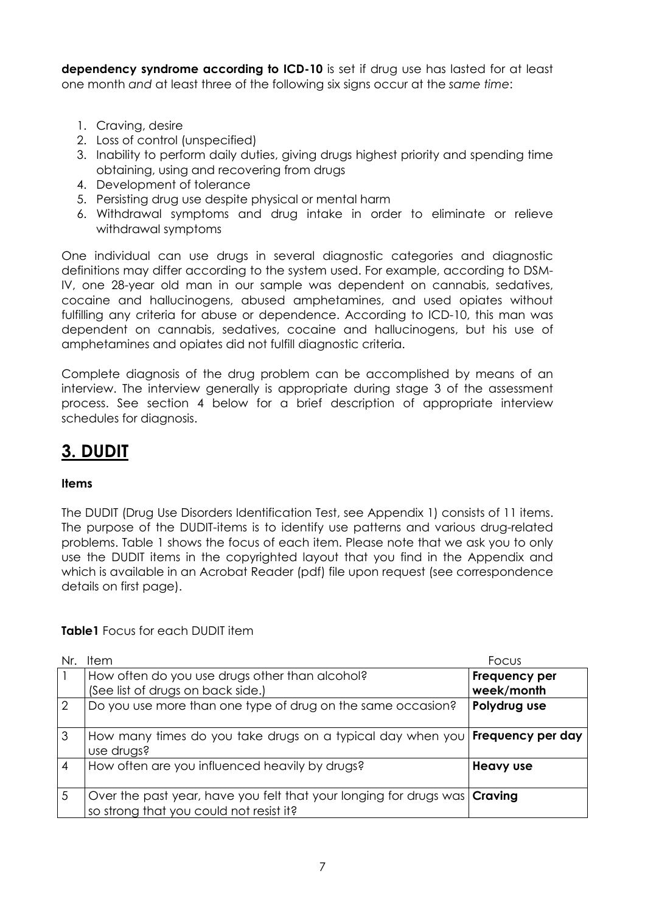**dependency syndrome according to ICD-10** is set if drug use has lasted for at least one month *and* at least three of the following six signs occur at the *same time*:

1. Craving, desire
2. Loss of control (unspecified)
3. Inability to perform daily duties, giving drugs highest priority and spending time obtaining, using and recovering from drugs
4. Development of tolerance
5. Persisting drug use despite physical or mental harm
6. Withdrawal symptoms and drug intake in order to eliminate or relieve withdrawal symptoms

One individual can use drugs in several diagnostic categories and diagnostic definitions may differ according to the system used. For example, according to DSM-IV, one 28-year old man in our sample was dependent on cannabis, sedatives, cocaine and hallucinogens, abused amphetamines, and used opiates without fulfilling any criteria for abuse or dependence. According to ICD-10, this man was dependent on cannabis, sedatives, cocaine and hallucinogens, but his use of amphetamines and opiates did not fulfill diagnostic criteria.

Complete diagnosis of the drug problem can be accomplished by means of an interview. The interview generally is appropriate during stage 3 of the assessment process. See section 4 below for a brief description of appropriate interview schedules for diagnosis.

## 3. DUDIT

**Items**

The DUDIT (Drug Use Disorders Identification Test, see Appendix 1) consists of 11 items. The purpose of the DUDIT-items is to identify use patterns and various drug-related problems. Table 1 shows the focus of each item. Please note that we ask you to only use the DUDIT items in the copyrighted layout that you find in the Appendix and which is available in an Acrobat Reader (pdf) file upon request (see correspondence details on first page).

**Table1** Focus for each DUDIT item

| Nr. | Item | Focus |
|---|---|---|
| 1 | How often do you use drugs other than alcohol? (See list of drugs on back side.) | **Frequency per week/month** |
| 2 | Do you use more than one type of drug on the same occasion? | **Polydrug use** |
| 3 | How many times do you take drugs on a typical day when you use drugs? | **Frequency per day** |
| 4 | How often are you influenced heavily by drugs? | **Heavy use** |
| 5 | Over the past year, have you felt that your longing for drugs was so strong that you could not resist it? | **Craving** |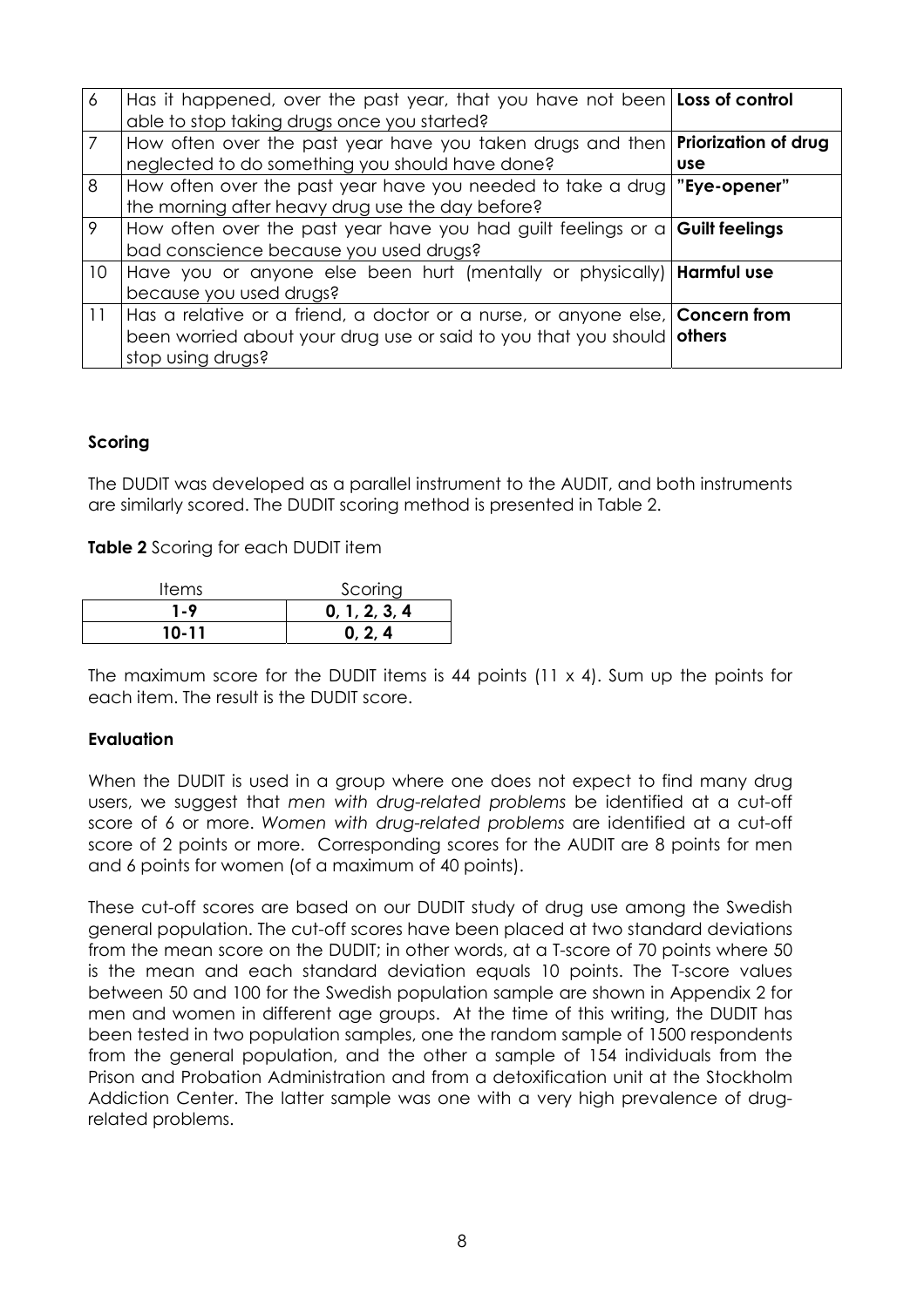| 6 | Has it happened, over the past year, that you have not been able to stop taking drugs once you started? | **Loss of control** |
|---|---|---|
| 7 | How often over the past year have you taken drugs and then neglected to do something you should have done? | **Priorization of drug use** |
| 8 | How often over the past year have you needed to take a drug the morning after heavy drug use the day before? | **"Eye-opener"** |
| 9 | How often over the past year have you had guilt feelings or a bad conscience because you used drugs? | **Guilt feelings** |
| 10 | Have you or anyone else been hurt (mentally or physically) because you used drugs? | **Harmful use** |
| 11 | Has a relative or a friend, a doctor or a nurse, or anyone else, been worried about your drug use or said to you that you should stop using drugs? | **Concern from others** |

**Scoring**

The DUDIT was developed as a parallel instrument to the AUDIT, and both instruments are similarly scored. The DUDIT scoring method is presented in Table 2.

**Table 2** Scoring for each DUDIT item

| Items | Scoring |
|---|---|
| **1-9** | **0, 1, 2, 3, 4** |
| **10-11** | **0, 2, 4** |

The maximum score for the DUDIT items is 44 points (11 x 4). Sum up the points for each item. The result is the DUDIT score.

**Evaluation**

When the DUDIT is used in a group where one does not expect to find many drug users, we suggest that *men with drug-related problems* be identified at a cut-off score of 6 or more. *Women with drug-related problems* are identified at a cut-off score of 2 points or more. Corresponding scores for the AUDIT are 8 points for men and 6 points for women (of a maximum of 40 points).

These cut-off scores are based on our DUDIT study of drug use among the Swedish general population. The cut-off scores have been placed at two standard deviations from the mean score on the DUDIT; in other words, at a T-score of 70 points where 50 is the mean and each standard deviation equals 10 points. The T-score values between 50 and 100 for the Swedish population sample are shown in Appendix 2 for men and women in different age groups. At the time of this writing, the DUDIT has been tested in two population samples, one the random sample of 1500 respondents from the general population, and the other a sample of 154 individuals from the Prison and Probation Administration and from a detoxification unit at the Stockholm Addiction Center. The latter sample was one with a very high prevalence of drug-related problems.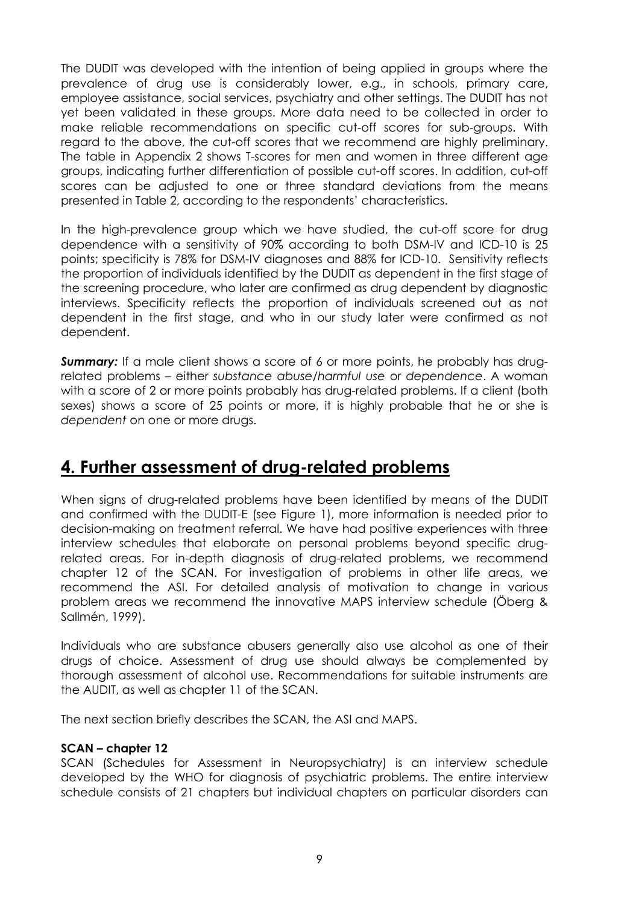The DUDIT was developed with the intention of being applied in groups where the prevalence of drug use is considerably lower, e.g., in schools, primary care, employee assistance, social services, psychiatry and other settings. The DUDIT has not yet been validated in these groups. More data need to be collected in order to make reliable recommendations on specific cut-off scores for sub-groups. With regard to the above, the cut-off scores that we recommend are highly preliminary. The table in Appendix 2 shows T-scores for men and women in three different age groups, indicating further differentiation of possible cut-off scores. In addition, cut-off scores can be adjusted to one or three standard deviations from the means presented in Table 2, according to the respondents' characteristics.

In the high-prevalence group which we have studied, the cut-off score for drug dependence with a sensitivity of 90% according to both DSM-IV and ICD-10 is 25 points; specificity is 78% for DSM-IV diagnoses and 88% for ICD-10. Sensitivity reflects the proportion of individuals identified by the DUDIT as dependent in the first stage of the screening procedure, who later are confirmed as drug dependent by diagnostic interviews. Specificity reflects the proportion of individuals screened out as not dependent in the first stage, and who in our study later were confirmed as not dependent.

***Summary:*** If a male client shows a score of 6 or more points, he probably has drug-related problems – either *substance abuse/harmful use* or *dependence*. A woman with a score of 2 or more points probably has drug-related problems. If a client (both sexes) shows a score of 25 points or more, it is highly probable that he or she is *dependent* on one or more drugs.

## 4. Further assessment of drug-related problems

When signs of drug-related problems have been identified by means of the DUDIT and confirmed with the DUDIT-E (see Figure 1), more information is needed prior to decision-making on treatment referral. We have had positive experiences with three interview schedules that elaborate on personal problems beyond specific drug-related areas. For in-depth diagnosis of drug-related problems, we recommend chapter 12 of the SCAN. For investigation of problems in other life areas, we recommend the ASI. For detailed analysis of motivation to change in various problem areas we recommend the innovative MAPS interview schedule (Öberg & Sallmén, 1999).

Individuals who are substance abusers generally also use alcohol as one of their drugs of choice. Assessment of drug use should always be complemented by thorough assessment of alcohol use. Recommendations for suitable instruments are the AUDIT, as well as chapter 11 of the SCAN.

The next section briefly describes the SCAN, the ASI and MAPS.

**SCAN – chapter 12**

SCAN (Schedules for Assessment in Neuropsychiatry) is an interview schedule developed by the WHO for diagnosis of psychiatric problems. The entire interview schedule consists of 21 chapters but individual chapters on particular disorders can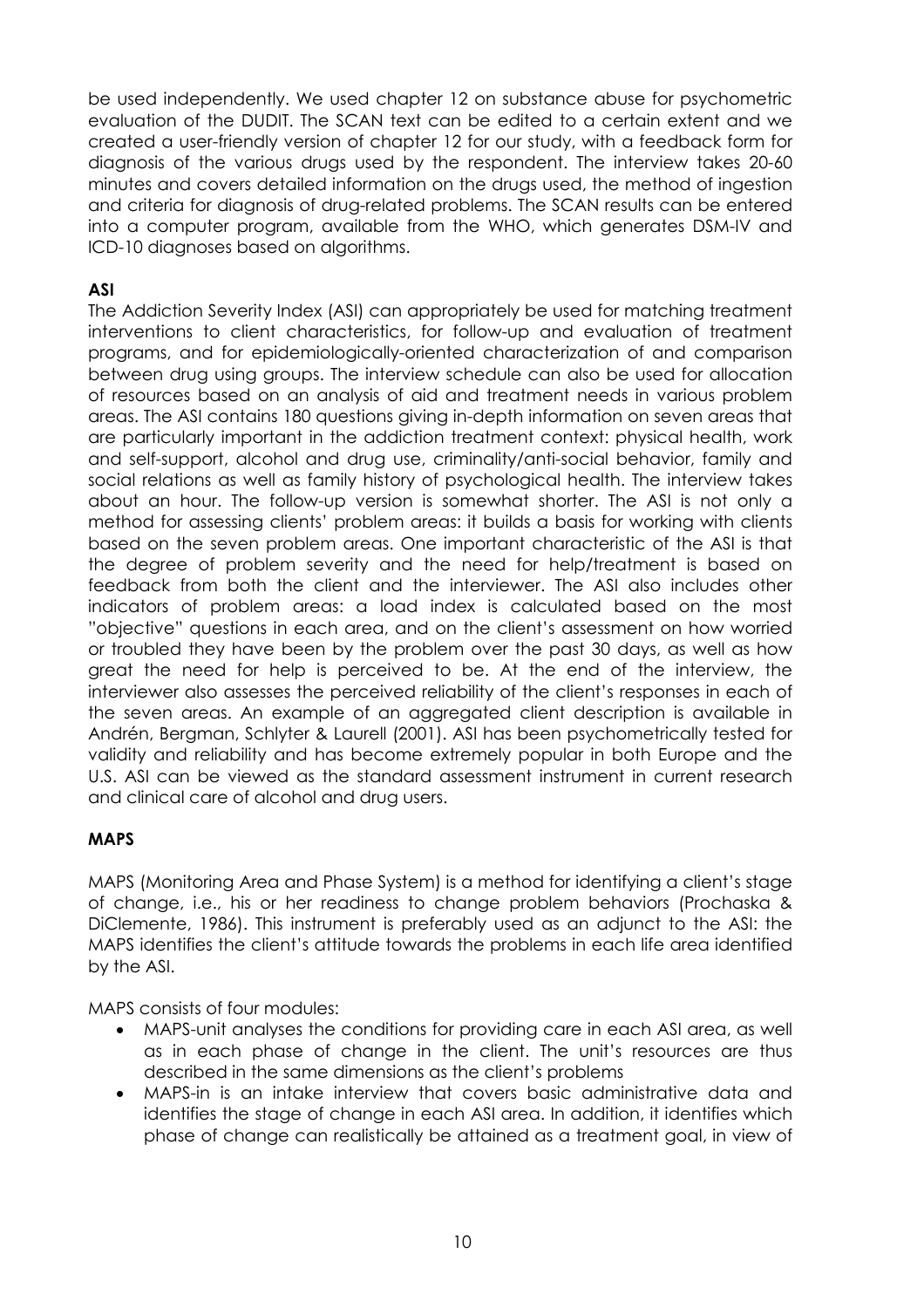be used independently. We used chapter 12 on substance abuse for psychometric evaluation of the DUDIT. The SCAN text can be edited to a certain extent and we created a user-friendly version of chapter 12 for our study, with a feedback form for diagnosis of the various drugs used by the respondent. The interview takes 20-60 minutes and covers detailed information on the drugs used, the method of ingestion and criteria for diagnosis of drug-related problems. The SCAN results can be entered into a computer program, available from the WHO, which generates DSM-IV and ICD-10 diagnoses based on algorithms.

**ASI**

The Addiction Severity Index (ASI) can appropriately be used for matching treatment interventions to client characteristics, for follow-up and evaluation of treatment programs, and for epidemiologically-oriented characterization of and comparison between drug using groups. The interview schedule can also be used for allocation of resources based on an analysis of aid and treatment needs in various problem areas. The ASI contains 180 questions giving in-depth information on seven areas that are particularly important in the addiction treatment context: physical health, work and self-support, alcohol and drug use, criminality/anti-social behavior, family and social relations as well as family history of psychological health. The interview takes about an hour. The follow-up version is somewhat shorter. The ASI is not only a method for assessing clients' problem areas: it builds a basis for working with clients based on the seven problem areas. One important characteristic of the ASI is that the degree of problem severity and the need for help/treatment is based on feedback from both the client and the interviewer. The ASI also includes other indicators of problem areas: a load index is calculated based on the most "objective" questions in each area, and on the client's assessment on how worried or troubled they have been by the problem over the past 30 days, as well as how great the need for help is perceived to be. At the end of the interview, the interviewer also assesses the perceived reliability of the client's responses in each of the seven areas. An example of an aggregated client description is available in Andrén, Bergman, Schlyter & Laurell (2001). ASI has been psychometrically tested for validity and reliability and has become extremely popular in both Europe and the U.S. ASI can be viewed as the standard assessment instrument in current research and clinical care of alcohol and drug users.

**MAPS**

MAPS (Monitoring Area and Phase System) is a method for identifying a client's stage of change, i.e., his or her readiness to change problem behaviors (Prochaska & DiClemente, 1986). This instrument is preferably used as an adjunct to the ASI: the MAPS identifies the client's attitude towards the problems in each life area identified by the ASI.

MAPS consists of four modules:

- MAPS-unit analyses the conditions for providing care in each ASI area, as well as in each phase of change in the client. The unit's resources are thus described in the same dimensions as the client's problems
- MAPS-in is an intake interview that covers basic administrative data and identifies the stage of change in each ASI area. In addition, it identifies which phase of change can realistically be attained as a treatment goal, in view of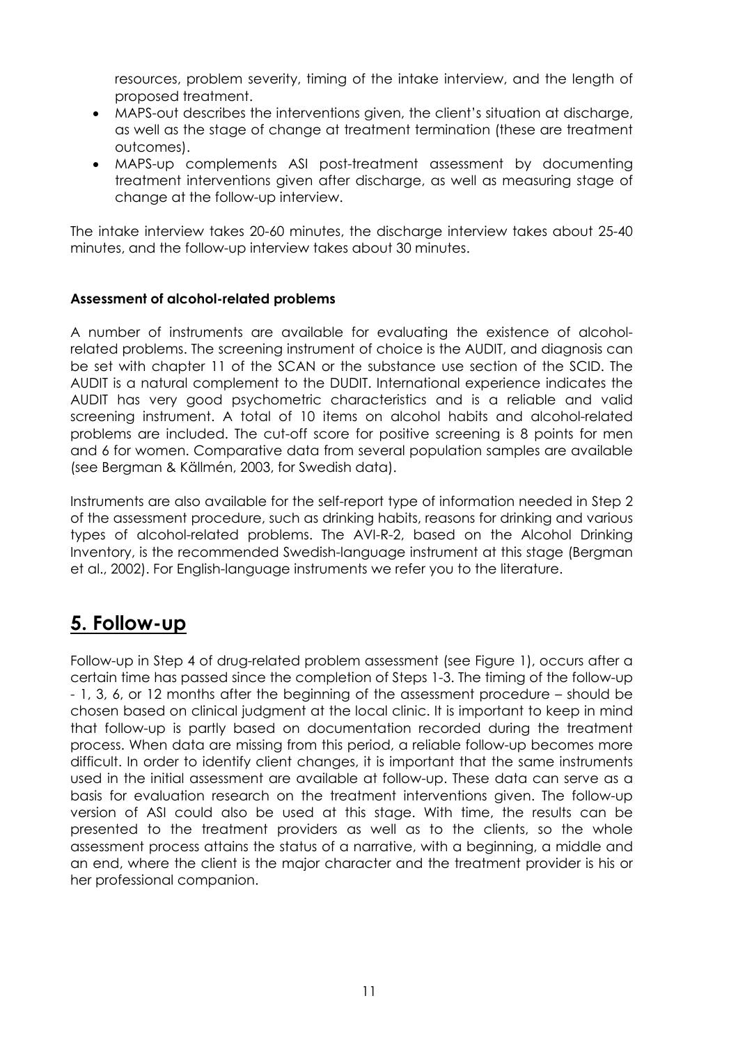resources, problem severity, timing of the intake interview, and the length of proposed treatment.

- MAPS-out describes the interventions given, the client's situation at discharge, as well as the stage of change at treatment termination (these are treatment outcomes).
- MAPS-up complements ASI post-treatment assessment by documenting treatment interventions given after discharge, as well as measuring stage of change at the follow-up interview.

The intake interview takes 20-60 minutes, the discharge interview takes about 25-40 minutes, and the follow-up interview takes about 30 minutes.

### Assessment of alcohol-related problems

A number of instruments are available for evaluating the existence of alcohol-related problems. The screening instrument of choice is the AUDIT, and diagnosis can be set with chapter 11 of the SCAN or the substance use section of the SCID. The AUDIT is a natural complement to the DUDIT. International experience indicates the AUDIT has very good psychometric characteristics and is a reliable and valid screening instrument. A total of 10 items on alcohol habits and alcohol-related problems are included. The cut-off score for positive screening is 8 points for men and 6 for women. Comparative data from several population samples are available (see Bergman & Källmén, 2003, for Swedish data).

Instruments are also available for the self-report type of information needed in Step 2 of the assessment procedure, such as drinking habits, reasons for drinking and various types of alcohol-related problems. The AVI-R-2, based on the Alcohol Drinking Inventory, is the recommended Swedish-language instrument at this stage (Bergman et al., 2002). For English-language instruments we refer you to the literature.

## 5. Follow-up

Follow-up in Step 4 of drug-related problem assessment (see Figure 1), occurs after a certain time has passed since the completion of Steps 1-3. The timing of the follow-up - 1, 3, 6, or 12 months after the beginning of the assessment procedure – should be chosen based on clinical judgment at the local clinic. It is important to keep in mind that follow-up is partly based on documentation recorded during the treatment process. When data are missing from this period, a reliable follow-up becomes more difficult. In order to identify client changes, it is important that the same instruments used in the initial assessment are available at follow-up. These data can serve as a basis for evaluation research on the treatment interventions given. The follow-up version of ASI could also be used at this stage. With time, the results can be presented to the treatment providers as well as to the clients, so the whole assessment process attains the status of a narrative, with a beginning, a middle and an end, where the client is the major character and the treatment provider is his or her professional companion.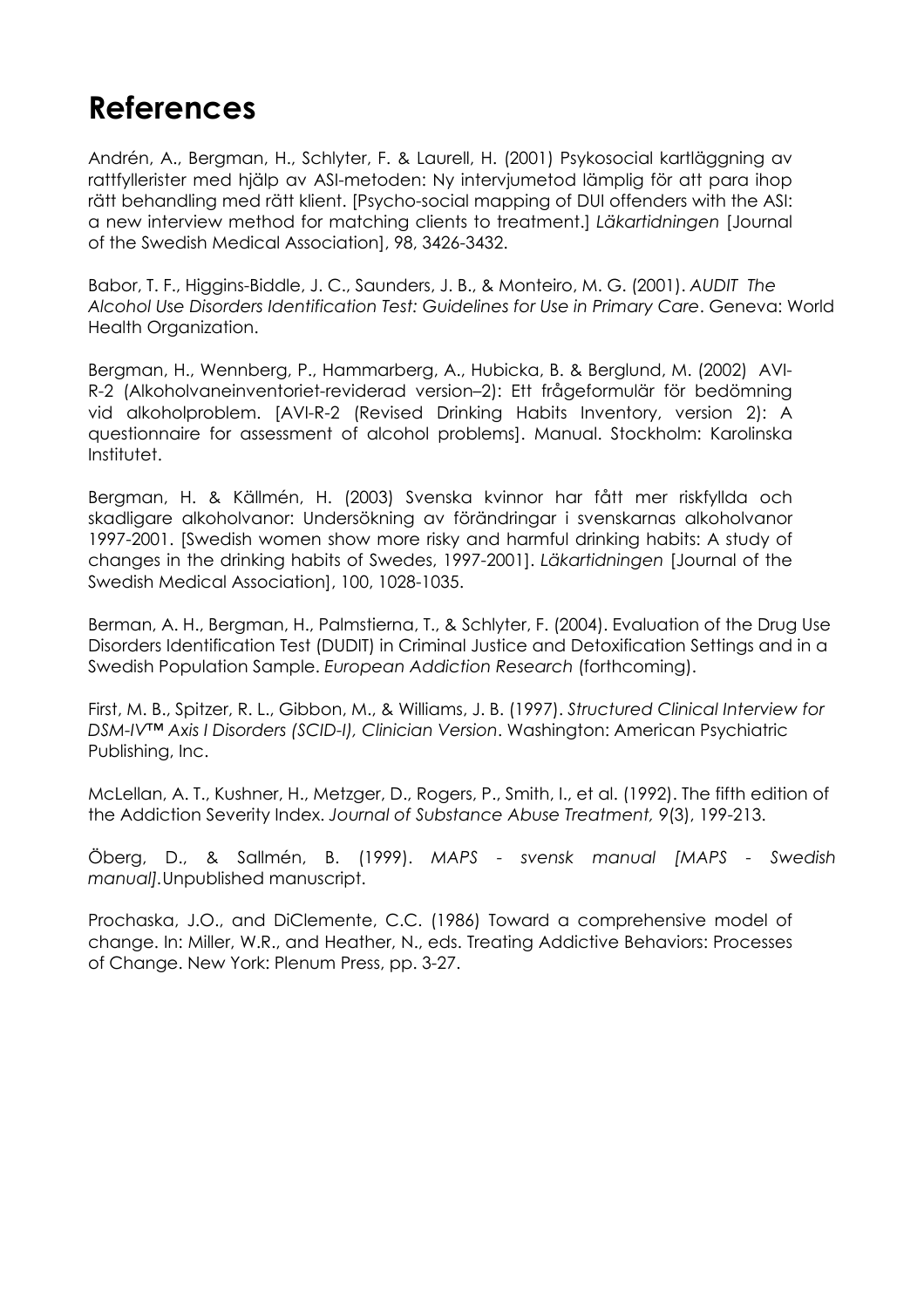# References

Andrén, A., Bergman, H., Schlyter, F. & Laurell, H. (2001) Psykosocial kartläggning av rattfyllerister med hjälp av ASI-metoden: Ny intervjumetod lämplig för att para ihop rätt behandling med rätt klient. [Psycho-social mapping of DUI offenders with the ASI: a new interview method for matching clients to treatment.] *Läkartidningen* [Journal of the Swedish Medical Association], 98, 3426-3432.

Babor, T. F., Higgins-Biddle, J. C., Saunders, J. B., & Monteiro, M. G. (2001). *AUDIT The Alcohol Use Disorders Identification Test: Guidelines for Use in Primary Care*. Geneva: World Health Organization.

Bergman, H., Wennberg, P., Hammarberg, A., Hubicka, B. & Berglund, M. (2002) AVI-R-2 (Alkoholvaneinventoriet-reviderad version–2): Ett frågeformulär för bedömning vid alkoholproblem. [AVI-R-2 (Revised Drinking Habits Inventory, version 2): A questionnaire for assessment of alcohol problems]. Manual. Stockholm: Karolinska Institutet.

Bergman, H. & Källmén, H. (2003) Svenska kvinnor har fått mer riskfyllda och skadligare alkoholvanor: Undersökning av förändringar i svenskarnas alkoholvanor 1997-2001. [Swedish women show more risky and harmful drinking habits: A study of changes in the drinking habits of Swedes, 1997-2001]. *Läkartidningen* [Journal of the Swedish Medical Association], 100, 1028-1035.

Berman, A. H., Bergman, H., Palmstierna, T., & Schlyter, F. (2004). Evaluation of the Drug Use Disorders Identification Test (DUDIT) in Criminal Justice and Detoxification Settings and in a Swedish Population Sample. *European Addiction Research* (forthcoming).

First, M. B., Spitzer, R. L., Gibbon, M., & Williams, J. B. (1997). *Structured Clinical Interview for DSM-IV™ Axis I Disorders (SCID-I), Clinician Version*. Washington: American Psychiatric Publishing, Inc.

McLellan, A. T., Kushner, H., Metzger, D., Rogers, P., Smith, I., et al. (1992). The fifth edition of the Addiction Severity Index. *Journal of Substance Abuse Treatment, 9*(3), 199-213.

Öberg, D., & Sallmén, B. (1999). *MAPS - svensk manual [MAPS - Swedish manual]*.Unpublished manuscript.

Prochaska, J.O., and DiClemente, C.C. (1986) Toward a comprehensive model of change. In: Miller, W.R., and Heather, N., eds. Treating Addictive Behaviors: Processes of Change. New York: Plenum Press, pp. 3-27.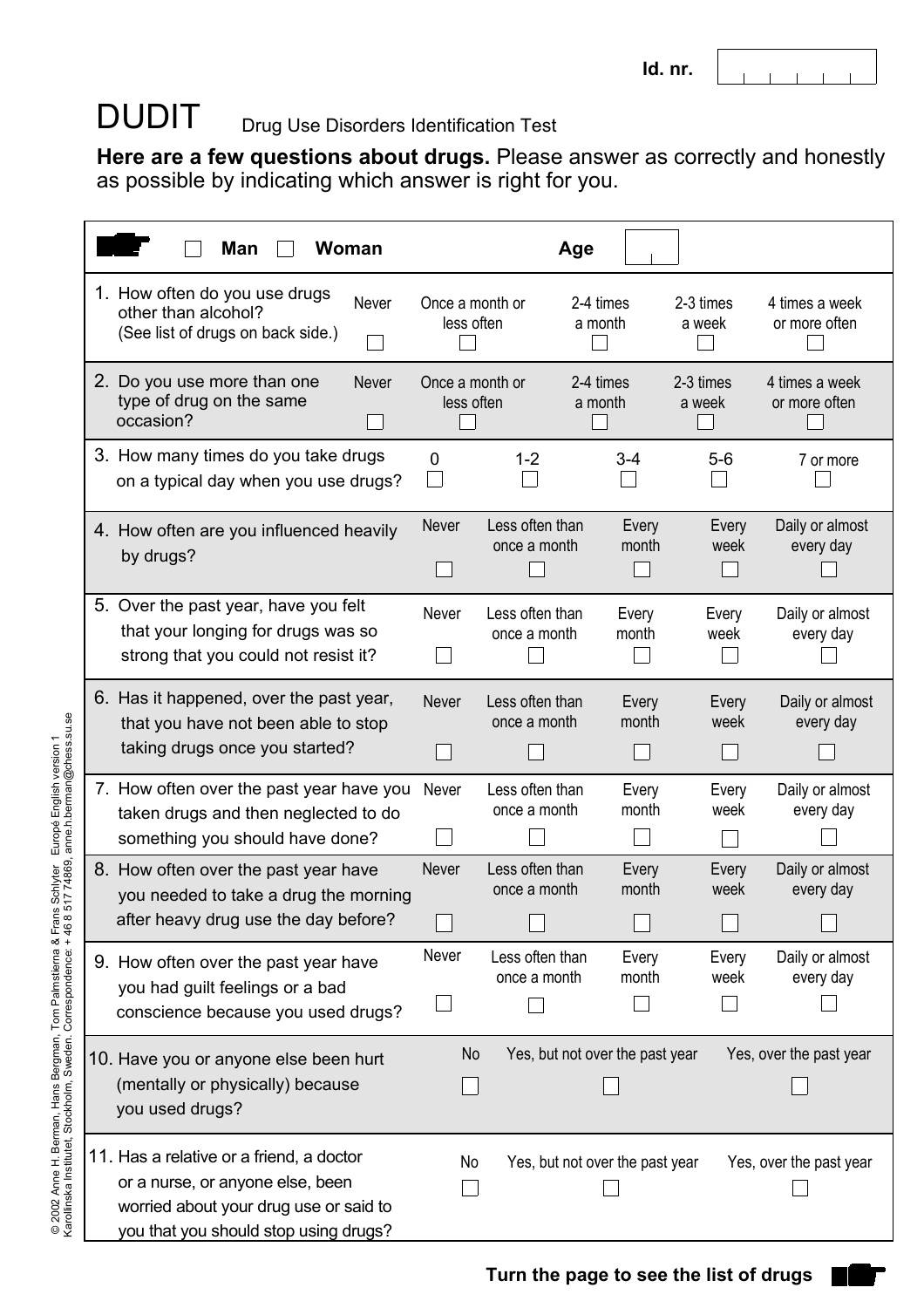Id. nr.

# DUDIT

Drug Use Disorders Identification Test

**Here are a few questions about drugs.** Please answer as correctly and honestly as possible by indicating which answer is right for you.

| ☐ Man ☐ Woman | | Age | | | |
|---|---|---|---|---|---|
| 1. How often do you use drugs other than alcohol? (See list of drugs on back side.) | Never ☐ | Once a month or less often ☐ | 2-4 times a month ☐ | 2-3 times a week ☐ | 4 times a week or more often ☐ |
| 2. Do you use more than one type of drug on the same occasion? | Never ☐ | Once a month or less often ☐ | 2-4 times a month ☐ | 2-3 times a week ☐ | 4 times a week or more often ☐ |
| 3. How many times do you take drugs on a typical day when you use drugs? | 0 ☐ | 1-2 ☐ | 3-4 ☐ | 5-6 ☐ | 7 or more ☐ |
| 4. How often are you influenced heavily by drugs? | Never ☐ | Less often than once a month ☐ | Every month ☐ | Every week ☐ | Daily or almost every day ☐ |
| 5. Over the past year, have you felt that your longing for drugs was so strong that you could not resist it? | Never ☐ | Less often than once a month ☐ | Every month ☐ | Every week ☐ | Daily or almost every day ☐ |
| 6. Has it happened, over the past year, that you have not been able to stop taking drugs once you started? | Never ☐ | Less often than once a month ☐ | Every month ☐ | Every week ☐ | Daily or almost every day ☐ |
| 7. How often over the past year have you taken drugs and then neglected to do something you should have done? | Never ☐ | Less often than once a month ☐ | Every month ☐ | Every week ☐ | Daily or almost every day ☐ |
| 8. How often over the past year have you needed to take a drug the morning after heavy drug use the day before? | Never ☐ | Less often than once a month ☐ | Every month ☐ | Every week ☐ | Daily or almost every day ☐ |
| 9. How often over the past year have you had guilt feelings or a bad conscience because you used drugs? | Never ☐ | Less often than once a month ☐ | Every month ☐ | Every week ☐ | Daily or almost every day ☐ |
| 10. Have you or anyone else been hurt (mentally or physically) because you used drugs? | No ☐ | | Yes, but not over the past year ☐ | | Yes, over the past year ☐ |
| 11. Has a relative or a friend, a doctor or a nurse, or anyone else, been worried about your drug use or said to you that you should stop using drugs? | No ☐ | | Yes, but not over the past year ☐ | | Yes, over the past year ☐ |

**Turn the page to see the list of drugs**

© 2002 Anne H. Berman, Hans Bergman, Tom Palmstierna & Frans Schlyter Europé English version 1
Karolinska Institutet, Stockholm, Sweden. Correspondence: + 46 8 517 74869, anne.h.berman@chess.su.se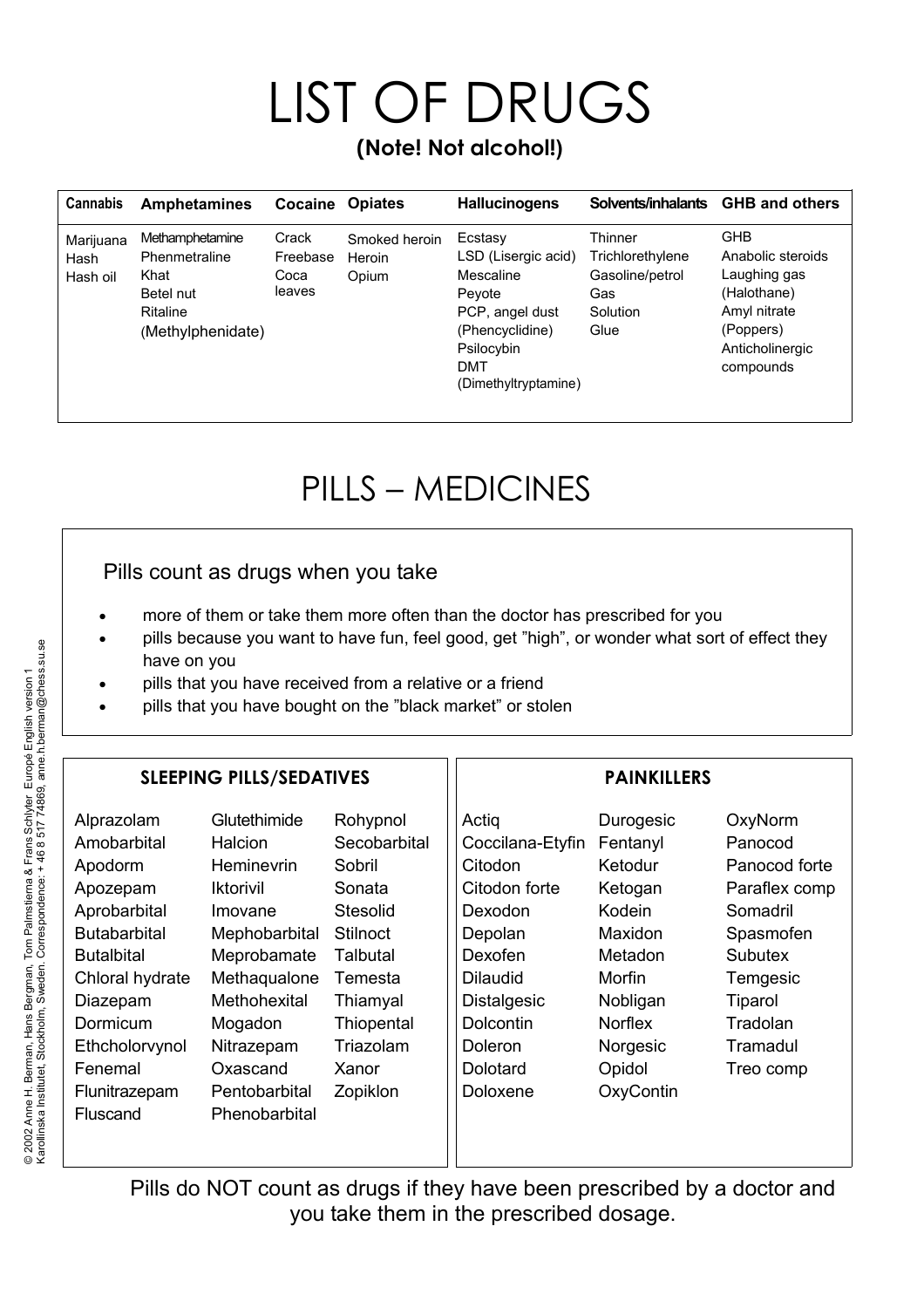# LIST OF DRUGS

**(Note! Not alcohol!)**

| Cannabis | Amphetamines | Cocaine | Opiates | Hallucinogens | Solvents/inhalants | GHB and others |
|---|---|---|---|---|---|---|
| Marijuana<br>Hash<br>Hash oil | Methamphetamine<br>Phenmetraline<br>Khat<br>Betel nut<br>Ritaline<br>(Methylphenidate) | Crack<br>Freebase<br>Coca leaves | Smoked heroin<br>Heroin<br>Opium | Ecstasy<br>LSD (Lisergic acid)<br>Mescaline<br>Peyote<br>PCP, angel dust<br>(Phencyclidine)<br>Psilocybin<br>DMT<br>(Dimethyltryptamine) | Thinner<br>Trichlorethylene<br>Gasoline/petrol<br>Gas<br>Solution<br>Glue | GHB<br>Anabolic steroids<br>Laughing gas<br>(Halothane)<br>Amyl nitrate<br>(Poppers)<br>Anticholinergic compounds |

# PILLS – MEDICINES

Pills count as drugs when you take

- more of them or take them more often than the doctor has prescribed for you
- pills because you want to have fun, feel good, get "high", or wonder what sort of effect they have on you
- pills that you have received from a relative or a friend
- pills that you have bought on the "black market" or stolen

## SLEEPING PILLS/SEDATIVES

| | | |
|---|---|---|
| Alprazolam | Glutethimide | Rohypnol |
| Amobarbital | Halcion | Secobarbital |
| Apodorm | Heminevrin | Sobril |
| Apozepam | Iktorivil | Sonata |
| Aprobarbital | Imovane | Stesolid |
| Butabarbital | Mephobarbital | Stilnoct |
| Butalbital | Meprobamate | Talbutal |
| Chloral hydrate | Methaqualone | Temesta |
| Diazepam | Methohexital | Thiamyal |
| Dormicum | Mogadon | Thiopental |
| Ethcholorvynol | Nitrazepam | Triazolam |
| Fenemal | Oxascand | Xanor |
| Flunitrazepam | Pentobarbital | Zopiklon |
| Fluscand | Phenobarbital | |

## PAINKILLERS

| | | |
|---|---|---|
| Actiq | Durogesic | OxyNorm |
| Coccilana-Etyfin | Fentanyl | Panocod |
| Citodon | Ketodur | Panocod forte |
| Citodon forte | Ketogan | Paraflex comp |
| Dexodon | Kodein | Somadril |
| Depolan | Maxidon | Spasmofen |
| Dexofen | Metadon | Subutex |
| Dilaudid | Morfin | Temgesic |
| Distalgesic | Nobligan | Tiparol |
| Dolcontin | Norflex | Tradolan |
| Doleron | Norgesic | Tramadul |
| Dolotard | Opidol | Treo comp |
| Doloxene | OxyContin | |

Pills do NOT count as drugs if they have been prescribed by a doctor and you take them in the prescribed dosage.

© 2002 Anne H. Berman, Hans Bergman, Tom Palmstierna & Frans Schlyter Europe English version 1
Karolinska Institutet, Stockholm, Sweden. Correspondence: + 46 8 517 74869, anne.h.berman@chess.su.se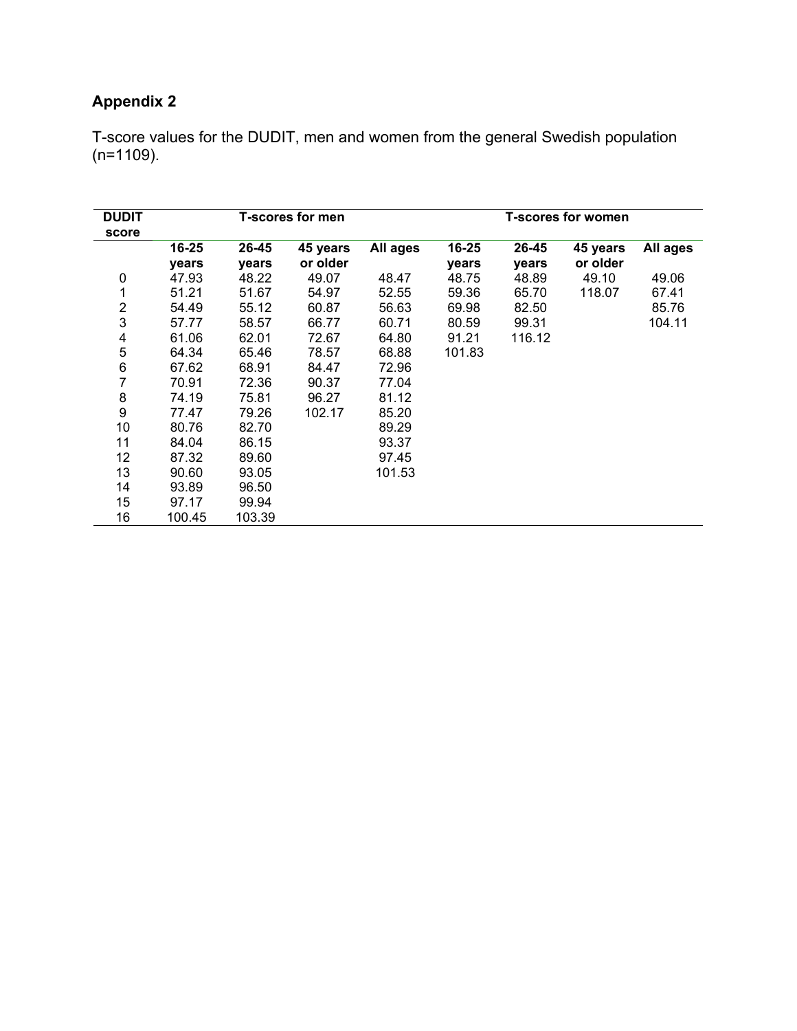## Appendix 2

T-score values for the DUDIT, men and women from the general Swedish population (n=1109).

| DUDIT score | T-scores for men | | | | T-scores for women | | | |
|---|---|---|---|---|---|---|---|---|
| | 16-25 years | 26-45 years | 45 years or older | All ages | 16-25 years | 26-45 years | 45 years or older | All ages |
| 0 | 47.93 | 48.22 | 49.07 | 48.47 | 48.75 | 48.89 | 49.10 | 49.06 |
| 1 | 51.21 | 51.67 | 54.97 | 52.55 | 59.36 | 65.70 | 118.07 | 67.41 |
| 2 | 54.49 | 55.12 | 60.87 | 56.63 | 69.98 | 82.50 | | 85.76 |
| 3 | 57.77 | 58.57 | 66.77 | 60.71 | 80.59 | 99.31 | | 104.11 |
| 4 | 61.06 | 62.01 | 72.67 | 64.80 | 91.21 | 116.12 | | |
| 5 | 64.34 | 65.46 | 78.57 | 68.88 | 101.83 | | | |
| 6 | 67.62 | 68.91 | 84.47 | 72.96 | | | | |
| 7 | 70.91 | 72.36 | 90.37 | 77.04 | | | | |
| 8 | 74.19 | 75.81 | 96.27 | 81.12 | | | | |
| 9 | 77.47 | 79.26 | 102.17 | 85.20 | | | | |
| 10 | 80.76 | 82.70 | | 89.29 | | | | |
| 11 | 84.04 | 86.15 | | 93.37 | | | | |
| 12 | 87.32 | 89.60 | | 97.45 | | | | |
| 13 | 90.60 | 93.05 | | 101.53 | | | | |
| 14 | 93.89 | 96.50 | | | | | | |
| 15 | 97.17 | 99.94 | | | | | | |
| 16 | 100.45 | 103.39 | | | | | | |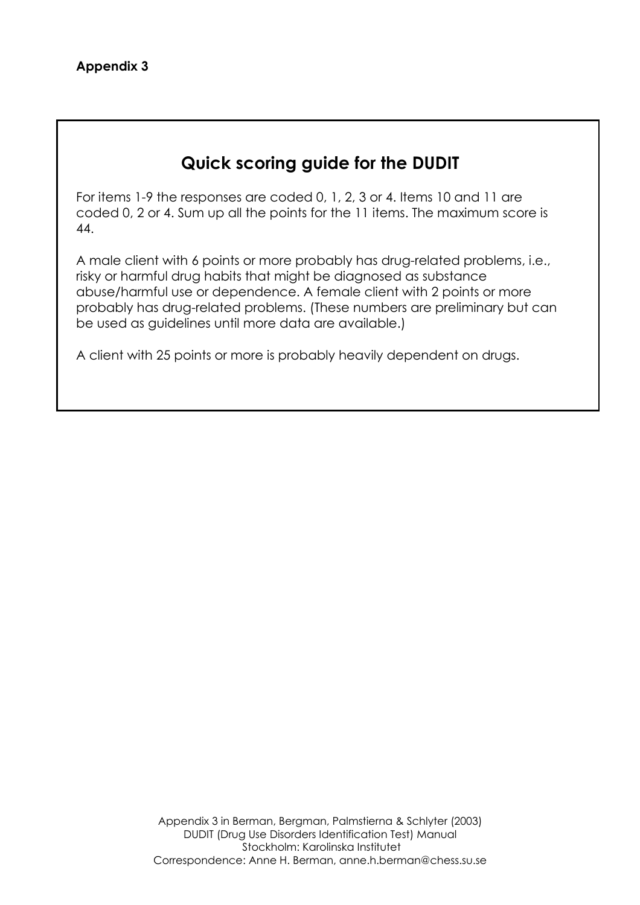**Appendix 3**

## Quick scoring guide for the DUDIT

For items 1-9 the responses are coded 0, 1, 2, 3 or 4. Items 10 and 11 are coded 0, 2 or 4. Sum up all the points for the 11 items. The maximum score is 44.

A male client with 6 points or more probably has drug-related problems, i.e., risky or harmful drug habits that might be diagnosed as substance abuse/harmful use or dependence. A female client with 2 points or more probably has drug-related problems. (These numbers are preliminary but can be used as guidelines until more data are available.)

A client with 25 points or more is probably heavily dependent on drugs.

Appendix 3 in Berman, Bergman, Palmstierna & Schlyter (2003)
DUDIT (Drug Use Disorders Identification Test) Manual
Stockholm: Karolinska Institutet
Correspondence: Anne H. Berman, anne.h.berman@chess.su.se